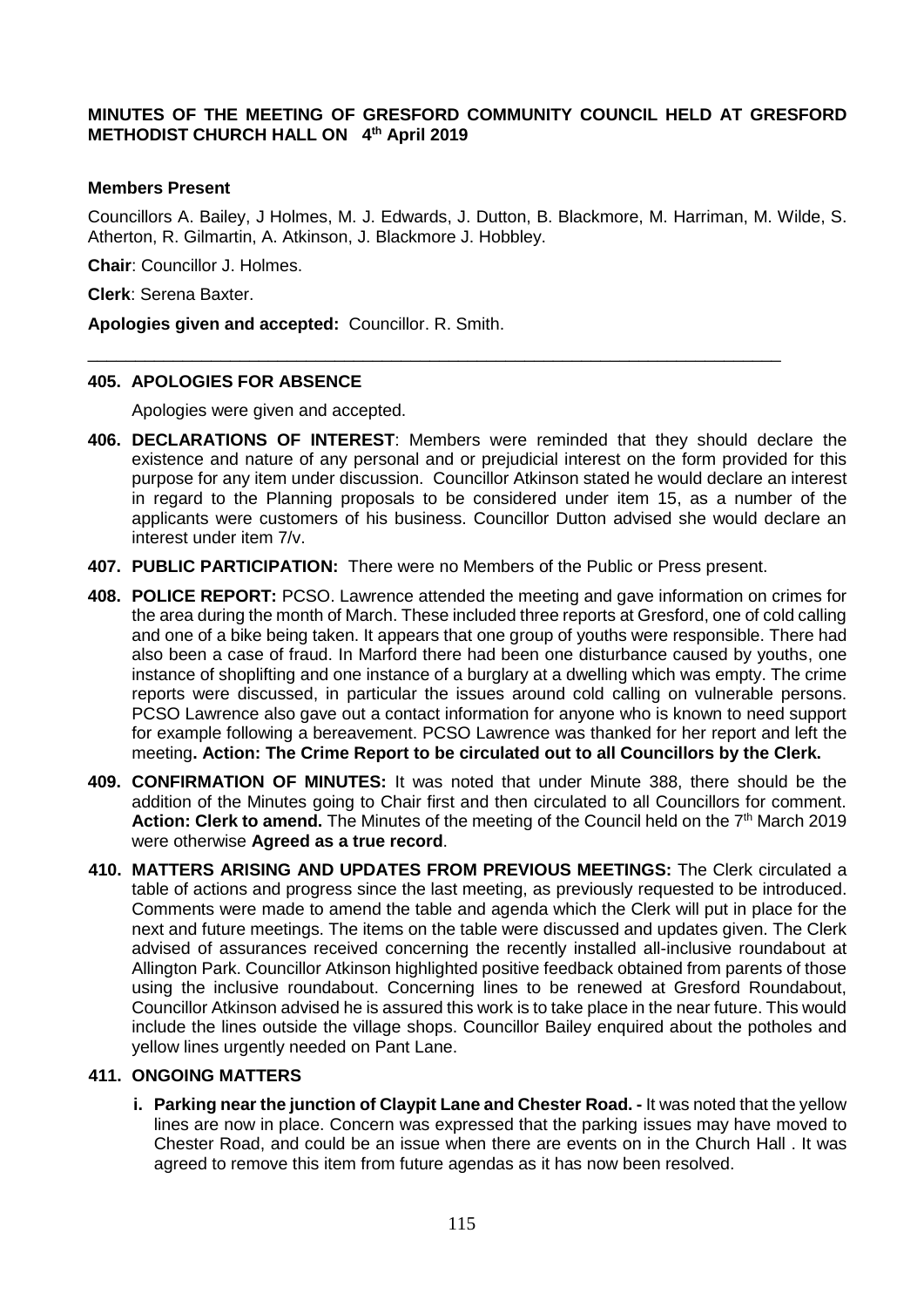**MINUTES OF THE MEETING OF GRESFORD COMMUNITY COUNCIL HELD AT GRESFORD METHODIST CHURCH HALL ON 4th April 2019**

**Members Present**

Councillors A. Bailey, J Holmes, M. J. Edwards, J. Dutton, B. Blackmore, M. Harriman, M. Wilde, S. Atherton, R. Gilmartin, A. Atkinson, J. Blackmore J. Hobbley.

**Chair**: Councillor J. Holmes.

**Clerk**: Serena Baxter.

**Apologies given and accepted:** Councillor. R. Smith.

---

**405. APOLOGIES FOR ABSENCE**

Apologies were given and accepted.

**406. DECLARATIONS OF INTEREST**: Members were reminded that they should declare the existence and nature of any personal and or prejudicial interest on the form provided for this purpose for any item under discussion. Councillor Atkinson stated he would declare an interest in regard to the Planning proposals to be considered under item 15, as a number of the applicants were customers of his business. Councillor Dutton advised she would declare an interest under item 7/v.

**407. PUBLIC PARTICIPATION:** There were no Members of the Public or Press present.

**408. POLICE REPORT:** PCSO. Lawrence attended the meeting and gave information on crimes for the area during the month of March. These included three reports at Gresford, one of cold calling and one of a bike being taken. It appears that one group of youths were responsible. There had also been a case of fraud. In Marford there had been one disturbance caused by youths, one instance of shoplifting and one instance of a burglary at a dwelling which was empty. The crime reports were discussed, in particular the issues around cold calling on vulnerable persons. PCSO Lawrence also gave out a contact information for anyone who is known to need support for example following a bereavement. PCSO Lawrence was thanked for his report and left the meeting**. Action: The Crime Report to be circulated out to all Councillors by the Clerk.**

**409. CONFIRMATION OF MINUTES:** It was noted that under Minute 388, there should be the addition of the Minutes going to Chair first and then circulated to all Councillors for comment. **Action: Clerk to amend.** The Minutes of the meeting of the Council held on the 7th March 2019 were otherwise **Agreed as a true record**.

**410. MATTERS ARISING AND UPDATES FROM PREVIOUS MEETINGS:** The Clerk circulated a table of actions and progress since the last meeting, as previously requested to be introduced. Comments were made to amend the table and agenda which the Clerk will put in place for the next and future meetings. The items on the table were discussed and updates given. The Clerk advised of assurances received concerning the recently installed all-inclusive roundabout at Allington Park. Councillor Atkinson highlighted positive feedback obtained from parents of those using the inclusive roundabout. Concerning lines to be renewed at Gresford Roundabout, Councillor Atkinson advised he is assured this work is to take place in the near future. This would include the lines outside the village shops. Councillor Bailey enquired about the potholes and yellow lines urgently needed on Pant Lane.

**411. ONGOING MATTERS**

**i. Parking near the junction of Claypit Lane and Chester Road. -** It was noted that the yellow lines are now in place. Concern was expressed that the parking issues may have moved to Chester Road, and could be an issue when there are events on in the Church Hall . It was agreed to remove this item from future agendas as it has now been resolved.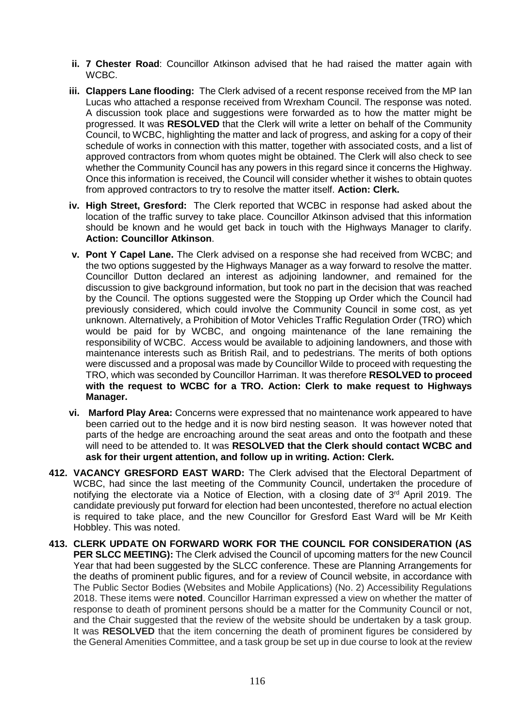- **ii. 7 Chester Road**: Councillor Atkinson advised that he had raised the matter again with WCBC.
- **iii. Clappers Lane flooding:** The Clerk advised of a recent response received from the MP Ian Lucas who attached a response received from Wrexham Council. The response was noted. A discussion took place and suggestions were forwarded as to how the matter might be progressed. It was **RESOLVED** that the Clerk will write a letter on behalf of the Community Council, to WCBC, highlighting the matter and lack of progress, and asking for a copy of their schedule of works in connection with this matter, together with associated costs, and a list of approved contractors from whom quotes might be obtained. The Clerk will also check to see whether the Community Council has any powers in this regard since it concerns the Highway. Once this information is received, the Council will consider whether it wishes to obtain quotes from approved contractors to try to resolve the matter itself. **Action: Clerk.**
- **iv. High Street, Gresford:** The Clerk reported that WCBC in response had asked about the location of the traffic survey to take place. Councillor Atkinson advised that this information should be known and he would get back in touch with the Highways Manager to clarify. **Action: Councillor Atkinson**.
- **v. Pont Y Capel Lane.** The Clerk advised on a response she had received from WCBC; and the two options suggested by the Highways Manager as a way forward to resolve the matter. Councillor Dutton declared an interest as adjoining landowner, and remained for the discussion to give background information, but took no part in the decision that was reached by the Council. The options suggested were the Stopping up Order which the Council had previously considered, which could involve the Community Council in some cost, as yet unknown. Alternatively, a Prohibition of Motor Vehicles Traffic Regulation Order (TRO) which would be paid for by WCBC, and ongoing maintenance of the lane remaining the responsibility of WCBC. Access would be available to adjoining landowners, and those with maintenance interests such as British Rail, and to pedestrians. The merits of both options were discussed and a proposal was made by Councillor Wilde to proceed with requesting the TRO, which was seconded by Councillor Harriman. It was therefore **RESOLVED to proceed with the request to WCBC for a TRO. Action: Clerk to make request to Highways Manager.**
- **vi. Marford Play Area:** Concerns were expressed that no maintenance work appeared to have been carried out to the hedge and it is now bird nesting season. It was however noted that parts of the hedge are encroaching around the seat areas and onto the footpath and these will need to be attended to. It was **RESOLVED that the Clerk should contact WCBC and ask for their urgent attention, and follow up in writing. Action: Clerk.**

**412. VACANCY GRESFORD EAST WARD:** The Clerk advised that the Electoral Department of WCBC, had since the last meeting of the Community Council, undertaken the procedure of notifying the electorate via a Notice of Election, with a closing date of 3rd April 2019. The candidate previously put forward for election had been uncontested, therefore no actual election is required to take place, and the new Councillor for Gresford East Ward will be Mr Keith Hobbley. This was noted.

**413. CLERK UPDATE ON FORWARD WORK FOR THE COUNCIL FOR CONSIDERATION (AS PER SLCC MEETING):** The Clerk advised the Council of upcoming matters for the new Council Year that had been suggested by the SLCC conference. These are Planning Arrangements for the deaths of prominent public figures, and for a review of Council website, in accordance with The Public Sector Bodies (Websites and Mobile Applications) (No. 2) Accessibility Regulations 2018. These items were **noted**. Councillor Harriman expressed a view on whether the matter of response to death of prominent persons should be a matter for the Community Council or not, and the Chair suggested that the review of the website should be undertaken by a task group. It was **RESOLVED** that the item concerning the death of prominent figures be considered by the General Amenities Committee, and a task group be set up in due course to look at the review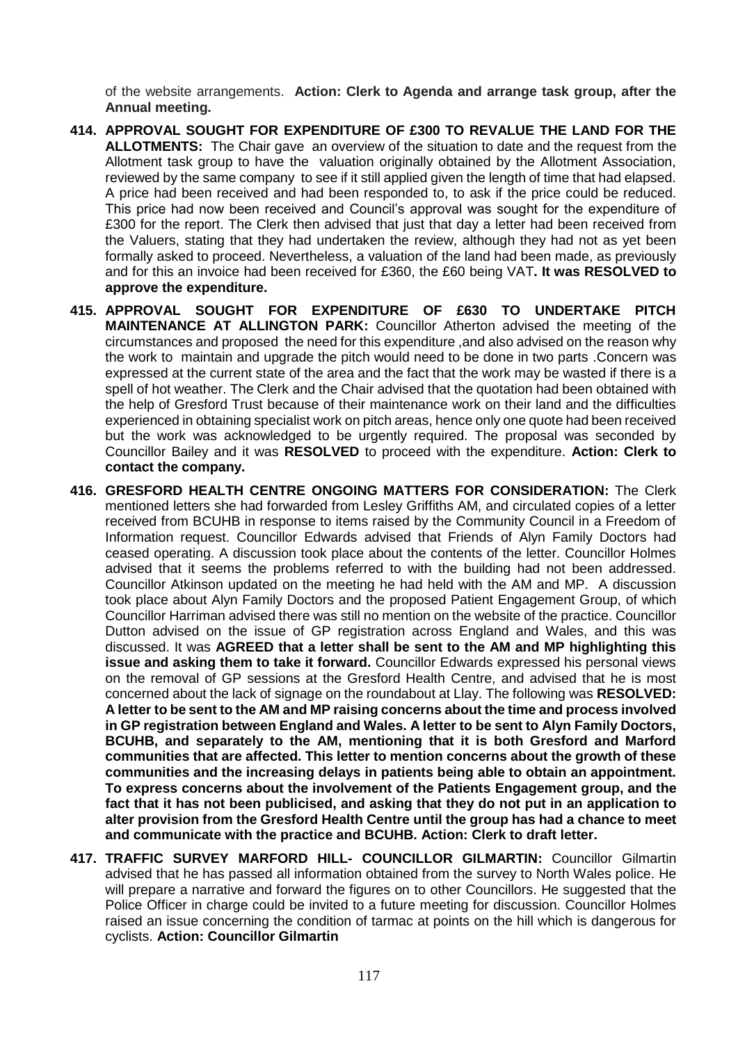of the website arrangements. **Action: Clerk to Agenda and arrange task group, after the Annual meeting.**

**414. APPROVAL SOUGHT FOR EXPENDITURE OF £300 TO REVALUE THE LAND FOR THE ALLOTMENTS:** The Chair gave an overview of the situation to date and the request from the Allotment task group to have the valuation originally obtained by the Allotment Association, reviewed by the same company to see if it still applied given the length of time that had elapsed. A price had been received and had been responded to, to ask if the price could be reduced. This price had now been received and Council's approval was sought for the expenditure of £300 for the report. The Clerk then advised that just that day a letter had been received from the Valuers, stating that they had undertaken the review, although they had not as yet been formally asked to proceed. Nevertheless, a valuation of the land had been made, as previously and for this an invoice had been received for £360, the £60 being VAT**. It was RESOLVED to approve the expenditure.**

**415. APPROVAL SOUGHT FOR EXPENDITURE OF £630 TO UNDERTAKE PITCH MAINTENANCE AT ALLINGTON PARK:** Councillor Atherton advised the meeting of the circumstances and proposed the need for this expenditure ,and also advised on the reason why the work to maintain and upgrade the pitch would need to be done in two parts .Concern was expressed at the current state of the area and the fact that the work may be wasted if there is a spell of hot weather. The Clerk and the Chair advised that the quotation had been obtained with the help of Gresford Trust because of their maintenance work on their land and the difficulties experienced in obtaining specialist work on pitch areas, hence only one quote had been received but the work was acknowledged to be urgently required. The proposal was seconded by Councillor Bailey and it was **RESOLVED** to proceed with the expenditure. **Action: Clerk to contact the company.**

**416. GRESFORD HEALTH CENTRE ONGOING MATTERS FOR CONSIDERATION:** The Clerk mentioned letters she had forwarded from Lesley Griffiths AM, and circulated copies of a letter received from BCUHB in response to items raised by the Community Council in a Freedom of Information request. Councillor Edwards advised that Friends of Alyn Family Doctors had ceased operating. A discussion took place about the contents of the letter. Councillor Holmes advised that it seems the problems referred to with the building had not been addressed. Councillor Atkinson updated on the meeting he had held with the AM and MP. A discussion took place about Alyn Family Doctors and the proposed Patient Engagement Group, of which Councillor Harriman advised there was still no mention on the website of the practice. Councillor Dutton advised on the issue of GP registration across England and Wales, and this was discussed. It was **AGREED that a letter shall be sent to the AM and MP highlighting this issue and asking them to take it forward.** Councillor Edwards expressed his personal views on the removal of GP sessions at the Gresford Health Centre, and advised that he is most concerned about the lack of signage on the roundabout at Llay. The following was **RESOLVED: A letter to be sent to the AM and MP raising concerns about the time and process involved in GP registration between England and Wales. A letter to be sent to Alyn Family Doctors, BCUHB, and separately to the AM, mentioning that it is both Gresford and Marford communities that are affected. This letter to mention concerns about the growth of these communities and the increasing delays in patients being able to obtain an appointment. To express concerns about the involvement of the Patients Engagement group, and the fact that it has not been publicised, and asking that they do not put in an application to alter provision from the Gresford Health Centre until the group has had a chance to meet and communicate with the practice and BCUHB. Action: Clerk to draft letter.**

**417. TRAFFIC SURVEY MARFORD HILL- COUNCILLOR GILMARTIN:** Councillor Gilmartin advised that he has passed all information obtained from the survey to North Wales police. He will prepare a narrative and forward the figures on to other Councillors. He suggested that the Police Officer in charge could be invited to a future meeting for discussion. Councillor Holmes raised an issue concerning the condition of tarmac at points on the hill which is dangerous for cyclists. **Action: Councillor Gilmartin**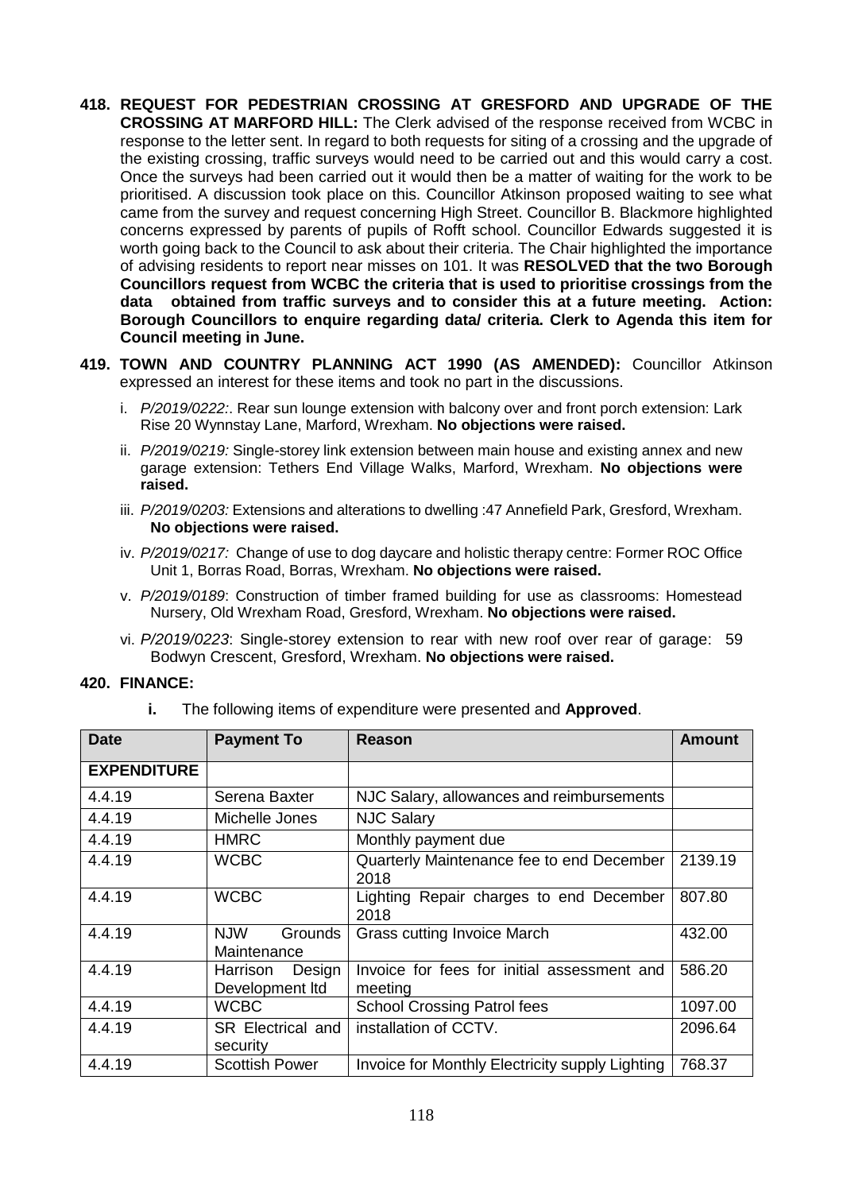**418. REQUEST FOR PEDESTRIAN CROSSING AT GRESFORD AND UPGRADE OF THE CROSSING AT MARFORD HILL:** The Clerk advised of the response received from WCBC in response to the letter sent. In regard to both requests for siting of a crossing and the upgrade of the existing crossing, traffic surveys would need to be carried out and this would carry a cost. Once the surveys had been carried out it would then be a matter of waiting for the work to be prioritised. A discussion took place on this. Councillor Atkinson proposed waiting to see what came from the survey and request concerning High Street. Councillor B. Blackmore highlighted concerns expressed by parents of pupils of Rofft school. Councillor Edwards suggested it is worth going back to the Council to ask about their criteria. The Chair highlighted the importance of advising residents to report near misses on 101. It was **RESOLVED that the two Borough Councillors request from WCBC the criteria that is used to prioritise crossings from the data obtained from traffic surveys and to consider this at a future meeting. Action: Borough Councillors to enquire regarding data/ criteria. Clerk to Agenda this item for Council meeting in June.**

**419. TOWN AND COUNTRY PLANNING ACT 1990 (AS AMENDED):** Councillor Atkinson expressed an interest for these items and took no part in the discussions.

i. *P/2019/0222:*. Rear sun lounge extension with balcony over and front porch extension: Lark Rise 20 Wynnstay Lane, Marford, Wrexham. **No objections were raised.**

ii. *P/2019/0219:* Single-storey link extension between main house and existing annex and new garage extension: Tethers End Village Walks, Marford, Wrexham. **No objections were raised.**

iii. *P/2019/0203:* Extensions and alterations to dwelling :47 Annefield Park, Gresford, Wrexham. **No objections were raised.**

iv. *P/2019/0217:* Change of use to dog daycare and holistic therapy centre: Former ROC Office Unit 1, Borras Road, Borras, Wrexham. **No objections were raised.**

v. *P/2019/0189*: Construction of timber framed building for use as classrooms: Homestead Nursery, Old Wrexham Road, Gresford, Wrexham. **No objections were raised.**

vi. *P/2019/0223*: Single-storey extension to rear with new roof over rear of garage: 59 Bodwyn Crescent, Gresford, Wrexham. **No objections were raised.**

**420. FINANCE:**

**i.** The following items of expenditure were presented and **Approved**.

| Date | Payment To | Reason | Amount |
|---|---|---|---|
| **EXPENDITURE** | | | |
| 4.4.19 | Serena Baxter | NJC Salary, allowances and reimbursements | |
| 4.4.19 | Michelle Jones | NJC Salary | |
| 4.4.19 | HMRC | Monthly payment due | |
| 4.4.19 | WCBC | Quarterly Maintenance fee to end December 2018 | 2139.19 |
| 4.4.19 | WCBC | Lighting Repair charges to end December 2018 | 807.80 |
| 4.4.19 | NJW Grounds Maintenance | Grass cutting Invoice March | 432.00 |
| 4.4.19 | Harrison Design Development ltd | Invoice for fees for initial assessment and meeting | 586.20 |
| 4.4.19 | WCBC | School Crossing Patrol fees | 1097.00 |
| 4.4.19 | SR Electrical and security | installation of CCTV. | 2096.64 |
| 4.4.19 | Scottish Power | Invoice for Monthly Electricity supply Lighting | 768.37 |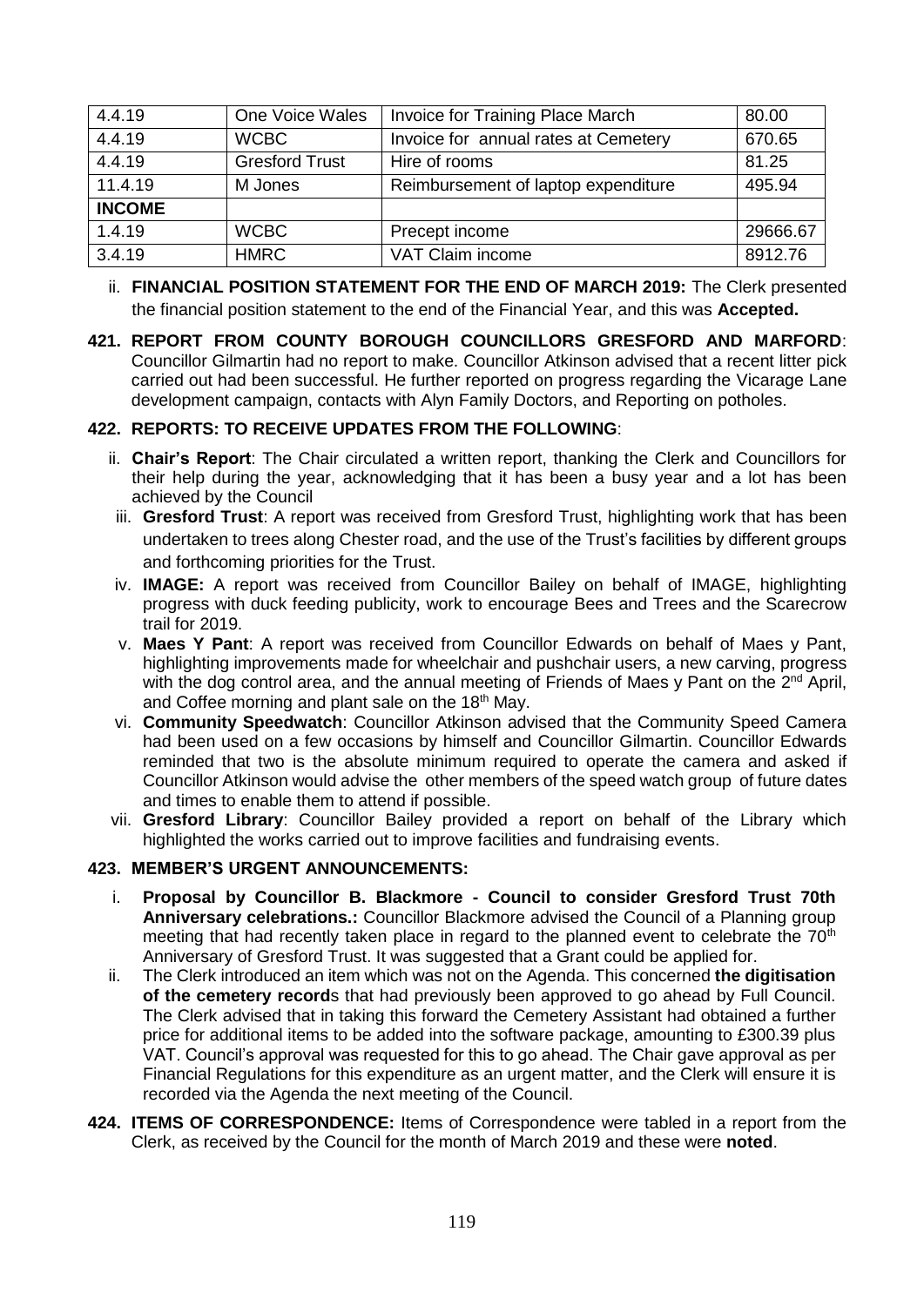| 4.4.19 | One Voice Wales | Invoice for Training Place March | 80.00 |
|---|---|---|---|
| 4.4.19 | WCBC | Invoice for annual rates at Cemetery | 670.65 |
| 4.4.19 | Gresford Trust | Hire of rooms | 81.25 |
| 11.4.19 | M Jones | Reimbursement of laptop expenditure | 495.94 |
| **INCOME** | | | |
| 1.4.19 | WCBC | Precept income | 29666.67 |
| 3.4.19 | HMRC | VAT Claim income | 8912.76 |

ii. **FINANCIAL POSITION STATEMENT FOR THE END OF MARCH 2019:** The Clerk presented the financial position statement to the end of the Financial Year, and this was **Accepted.**

**421. REPORT FROM COUNTY BOROUGH COUNCILLORS GRESFORD AND MARFORD**: Councillor Gilmartin had no report to make. Councillor Atkinson advised that a recent litter pick carried out had been successful. He further reported on progress regarding the Vicarage Lane development campaign, contacts with Alyn Family Doctors, and Reporting on potholes.

**422. REPORTS: TO RECEIVE UPDATES FROM THE FOLLOWING**:

ii. **Chair's Report**: The Chair circulated a written report, thanking the Clerk and Councillors for their help during the year, acknowledging that it has been a busy year and a lot has been achieved by the Council

iii. **Gresford Trust**: A report was received from Gresford Trust, highlighting work that has been undertaken to trees along Chester road, and the use of the Trust's facilities by different groups and forthcoming priorities for the Trust.

iv. **IMAGE:** A report was received from Councillor Bailey on behalf of IMAGE, highlighting progress with duck feeding publicity, work to encourage Bees and Trees and the Scarecrow trail for 2019.

v. **Maes Y Pant**: A report was received from Councillor Edwards on behalf of Maes y Pant, highlighting improvements made for wheelchair and pushchair users, a new carving, progress with the dog control area, and the annual meeting of Friends of Maes y Pant on the 2nd April, and Coffee morning and plant sale on the 18th May.

vi. **Community Speedwatch**: Councillor Atkinson advised that the Community Speed Camera had been used on a few occasions by himself and Councillor Gilmartin. Councillor Edwards reminded that two is the absolute minimum required to operate the camera and asked if Councillor Atkinson would advise the other members of the speed watch group of future dates and times to enable them to attend if possible.

vii. **Gresford Library**: Councillor Bailey provided a report on behalf of the Library which highlighted the works carried out to improve facilities and fundraising events.

**423. MEMBER'S URGENT ANNOUNCEMENTS:**

i. **Proposal by Councillor B. Blackmore - Council to consider Gresford Trust 70th Anniversary celebrations.:** Councillor Blackmore advised the Council of a Planning group meeting that had recently taken place in regard to the planned event to celebrate the 70th Anniversary of Gresford Trust. It was suggested that a Grant could be applied for.

ii. The Clerk introduced an item which was not on the Agenda. This concerned **the digitisation of the cemetery record**s that had previously been approved to go ahead by Full Council. The Clerk advised that in taking this forward the Cemetery Assistant had obtained a further price for additional items to be added into the software package, amounting to £300.39 plus VAT. Council's approval was requested for this to go ahead. The Chair gave approval as per Financial Regulations for this expenditure as an urgent matter, and the Clerk will ensure it is recorded via the Agenda the next meeting of the Council.

**424. ITEMS OF CORRESPONDENCE:** Items of Correspondence were tabled in a report from the Clerk, as received by the Council for the month of March 2019 and these were **noted**.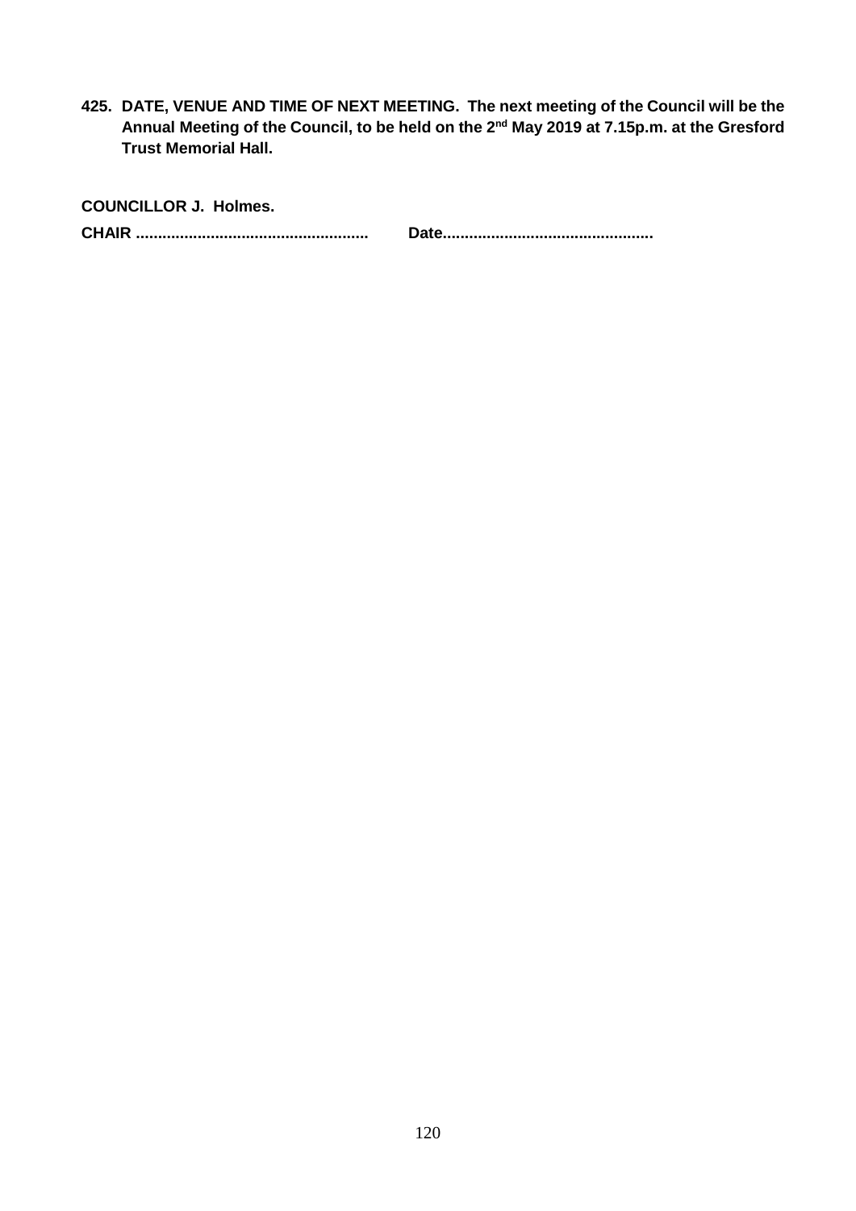**425. DATE, VENUE AND TIME OF NEXT MEETING. The next meeting of the Council will be the Annual Meeting of the Council, to be held on the 2nd May 2019 at 7.15p.m. at the Gresford Trust Memorial Hall.**

**COUNCILLOR J. Holmes.**

**CHAIR .................................................... Date...............................................**